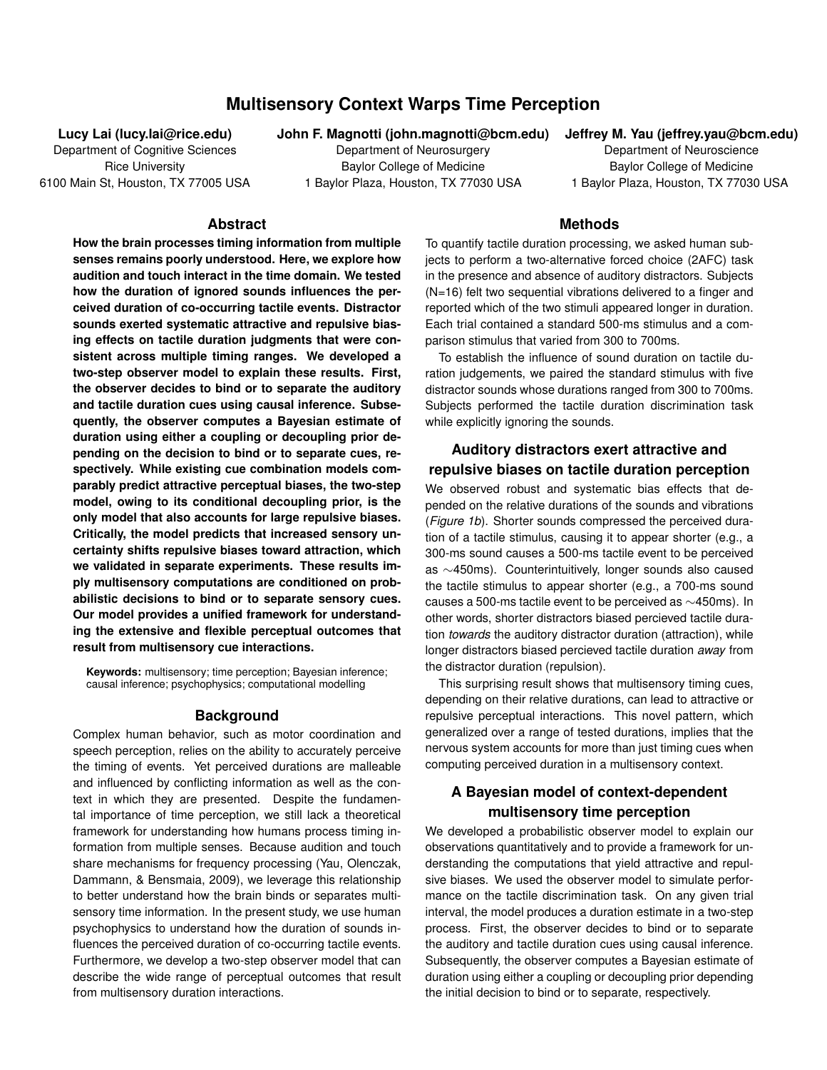# Multisensory Context Warps Time Perception

**Lucy Lai (lucy.lai@rice.edu)**
Department of Cognitive Sciences
Rice University
6100 Main St, Houston, TX 77005 USA

**John F. Magnotti (john.magnotti@bcm.edu)**
Department of Neurosurgery
Baylor College of Medicine
1 Baylor Plaza, Houston, TX 77030 USA

**Jeffrey M. Yau (jeffrey.yau@bcm.edu)**
Department of Neuroscience
Baylor College of Medicine
1 Baylor Plaza, Houston, TX 77030 USA

## Abstract

**How the brain processes timing information from multiple senses remains poorly understood. Here, we explore how audition and touch interact in the time domain. We tested how the duration of ignored sounds influences the perceived duration of co-occurring tactile events. Distractor sounds exerted systematic attractive and repulsive biasing effects on tactile duration judgments that were consistent across multiple timing ranges. We developed a two-step observer model to explain these results. First, the observer decides to bind or to separate the auditory and tactile duration cues using causal inference. Subsequently, the observer computes a Bayesian estimate of duration using either a coupling or decoupling prior depending on the decision to bind or to separate cues, respectively. While existing cue combination models comparably predict attractive perceptual biases, the two-step model, owing to its conditional decoupling prior, is the only model that also accounts for large repulsive biases. Critically, the model predicts that increased sensory uncertainty shifts repulsive biases toward attraction, which we validated in separate experiments. These results imply multisensory computations are conditioned on probabilistic decisions to bind or to separate sensory cues. Our model provides a unified framework for understanding the extensive and flexible perceptual outcomes that result from multisensory cue interactions.**

**Keywords:** multisensory; time perception; Bayesian inference; causal inference; psychophysics; computational modelling

## Background

Complex human behavior, such as motor coordination and speech perception, relies on the ability to accurately perceive the timing of events. Yet perceived durations are malleable and influenced by conflicting information as well as the context in which they are presented. Despite the fundamental importance of time perception, we still lack a theoretical framework for understanding how humans process timing information from multiple senses. Because audition and touch share mechanisms for frequency processing (Yau, Olenczak, Dammann, & Bensmaia, 2009), we leverage this relationship to better understand how the brain binds or separates multisensory time information. In the present study, we use human psychophysics to understand how the duration of sounds influences the perceived duration of co-occurring tactile events. Furthermore, we develop a two-step observer model that can describe the wide range of perceptual outcomes that result from multisensory duration interactions.

## Methods

To quantify tactile duration processing, we asked human subjects to perform a two-alternative forced choice (2AFC) task in the presence and absence of auditory distractors. Subjects (N=16) felt two sequential vibrations delivered to a finger and reported which of the two stimuli appeared longer in duration. Each trial contained a standard 500-ms stimulus and a comparison stimulus that varied from 300 to 700ms.

To establish the influence of sound duration on tactile duration judgements, we paired the standard stimulus with five distractor sounds whose durations ranged from 300 to 700ms. Subjects performed the tactile duration discrimination task while explicitly ignoring the sounds.

## Auditory distractors exert attractive and repulsive biases on tactile duration perception

We observed robust and systematic bias effects that depended on the relative durations of the sounds and vibrations (*Figure 1b*). Shorter sounds compressed the perceived duration of a tactile stimulus, causing it to appear shorter (e.g., a 300-ms sound causes a 500-ms tactile event to be perceived as ∼450ms). Counterintuitively, longer sounds also caused the tactile stimulus to appear shorter (e.g., a 700-ms sound causes a 500-ms tactile event to be perceived as ∼450ms). In other words, shorter distractors biased percieved tactile duration *towards* the auditory distractor duration (attraction), while longer distractors biased percieved tactile duration *away* from the distractor duration (repulsion).

This surprising result shows that multisensory timing cues, depending on their relative durations, can lead to attractive or repulsive perceptual interactions. This novel pattern, which generalized over a range of tested durations, implies that the nervous system accounts for more than just timing cues when computing perceived duration in a multisensory context.

## A Bayesian model of context-dependent multisensory time perception

We developed a probabilistic observer model to explain our observations quantitatively and to provide a framework for understanding the computations that yield attractive and repulsive biases. We used the observer model to simulate performance on the tactile discrimination task. On any given trial interval, the model produces a duration estimate in a two-step process. First, the observer decides to bind or to separate the auditory and tactile duration cues using causal inference. Subsequently, the observer computes a Bayesian estimate of duration using either a coupling or decoupling prior depending the initial decision to bind or to separate, respectively.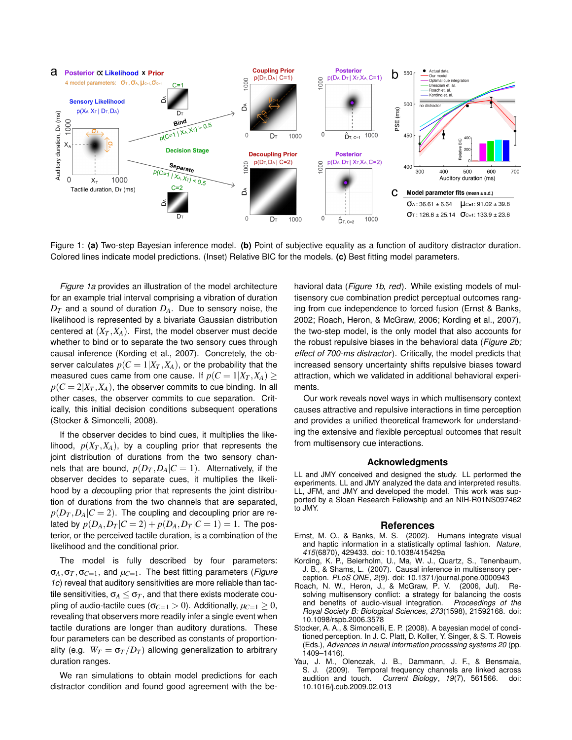a

Posterior ∝ Likelihood × Prior

4 model parameters: $\sigma_T, \sigma_A, \mu_{C=1}, \sigma_{C=1}$

Sensory Likelihood

$p(X_A, X_T \mid D_T, D_A)$

Auditory duration, $D_A$ (ms)

1000

$X_A$

0

$X_T$

1000

Tactile duration, $D_T$ (ms)

$\sigma_T$

$\sigma_A$

C=1

$D_A$

$D_T$

Bind

$p(C=1 \mid X_A, X_T) > 0.5$

Decision Stage

Separate

$p(C=1 \mid X_A, X_T) < 0.5$

C=2

$D_A$

$D_T$

Coupling Prior

$p(D_T, D_A \mid C=1)$

1000

$D_A$

0

$D_T$

1000

$\mu_{C=1}$

$\sigma_{C=1}$

Decoupling Prior

$p(D_T, D_A \mid C=2)$

1000

$D_A$

0

$D_T$

1000

Posterior

$p(D_A, D_T \mid X_T, X_A, C=1)$

1000

0

$\hat{D}_{T,C=1}$

1000

Posterior

$p(D_A, D_T \mid X_T, X_A, C=2)$

1000

0

$\hat{D}_{T,C=2}$

1000

b

550

500

450

400

PSE (ms)

300

400

500

600

700

Auditory duration (ms)

Actual data

Our model

Optimal cue integration

Bresciani et. al.

Roach et. al.

Kording et. al.

no distractor

400

200

0

Relative BIC

c

Model parameter fits (mean ± s.d.)

$\sigma_A$ : 36.61 ± 6.64   $\mu_{C=1}$: 91.02 ± 39.8

$\sigma_T$ : 126.6 ± 25.14   $\sigma_{C=1}$: 133.9 ± 23.6

Figure 1: **(a)** Two-step Bayesian inference model. **(b)** Point of subjective equality as a function of auditory distractor duration. Colored lines indicate model predictions. (Inset) Relative BIC for the models. **(c)** Best fitting model parameters.

*Figure 1a* provides an illustration of the model architecture for an example trial interval comprising a vibration of duration $D_T$ and a sound of duration $D_A$. Due to sensory noise, the likelihood is represented by a bivariate Gaussian distribution centered at $(X_T, X_A)$. First, the model observer must decide whether to bind or to separate the two sensory cues through causal inference (Kording et al., 2007). Concretely, the observer calculates $p(C = 1|X_T, X_A)$, or the probability that the measured cues came from one cause. If $p(C = 1|X_T, X_A) \geq p(C = 2|X_T, X_A)$, the observer commits to cue binding. In all other cases, the observer commits to cue separation. Critically, this initial decision conditions subsequent operations (Stocker & Simoncelli, 2008).

If the observer decides to bind cues, it multiplies the likelihood, $p(X_T, X_A)$, by a coupling prior that represents the joint distribution of durations from the two sensory channels that are bound, $p(D_T, D_A|C = 1)$. Alternatively, if the observer decides to separate cues, it multiplies the likelihood by a *de*coupling prior that represents the joint distribution of durations from the two channels that are separated, $p(D_T, D_A|C = 2)$. The coupling and decoupling prior are related by $p(D_A, D_T|C = 2) + p(D_A, D_T|C = 1) = 1$. The posterior, or the perceived tactile duration, is a combination of the likelihood and the conditional prior.

The model is fully described by four parameters: $\sigma_A, \sigma_T, \sigma_{C=1}$, and $\mu_{C=1}$. The best fitting parameters (*Figure 1c*) reveal that auditory sensitivities are more reliable than tactile sensitivities, $\sigma_A \leq \sigma_T$, and that there exists moderate coupling of audio-tactile cues ($\sigma_{C=1} > 0$). Additionally, $\mu_{C=1} \geq 0$, revealing that observers more readily infer a single event when tactile durations are longer than auditory durations. These four parameters can be described as constants of proportionality (e.g. $W_T = \sigma_T / D_T$) allowing generalization to arbitrary duration ranges.

We ran simulations to obtain model predictions for each distractor condition and found good agreement with the behavioral data (*Figure 1b, red*). While existing models of multisensory cue combination predict perceptual outcomes ranging from cue independence to forced fusion (Ernst & Banks, 2002; Roach, Heron, & McGraw, 2006; Kording et al., 2007), the two-step model, is the only model that also accounts for the robust repulsive biases in the behavioral data (*Figure 2b; effect of 700-ms distractor*). Critically, the model predicts that increased sensory uncertainty shifts repulsive biases toward attraction, which we validated in additional behavioral experiments.

Our work reveals novel ways in which multisensory context causes attractive and repulsive interactions in time perception and provides a unified theoretical framework for understanding the extensive and flexible perceptual outcomes that result from multisensory cue interactions.

## Acknowledgments

LL and JMY conceived and designed the study. LL performed the experiments. LL and JMY analyzed the data and interpreted results. LL, JFM, and JMY and developed the model. This work was supported by a Sloan Research Fellowship and an NIH-R01NS097462 to JMY.

## References

Ernst, M. O., & Banks, M. S. (2002). Humans integrate visual and haptic information in a statistically optimal fashion. *Nature*, *415*(6870), 429433. doi: 10.1038/415429a

Kording, K. P., Beierholm, U., Ma, W. J., Quartz, S., Tenenbaum, J. B., & Shams, L. (2007). Causal inference in multisensory perception. *PLoS ONE*, *2*(9). doi: 10.1371/journal.pone.0000943

Roach, N. W., Heron, J., & McGraw, P. V. (2006, Jul). Resolving multisensory conflict: a strategy for balancing the costs and benefits of audio-visual integration. *Proceedings of the Royal Society B: Biological Sciences*, *273*(1598), 21592168. doi: 10.1098/rspb.2006.3578

Stocker, A. A., & Simoncelli, E. P. (2008). A bayesian model of conditioned perception. In J. C. Platt, D. Koller, Y. Singer, & S. T. Roweis (Eds.), *Advances in neural information processing systems 20* (pp. 1409–1416).

Yau, J. M., Olenczak, J. B., Dammann, J. F., & Bensmaia, S. J. (2009). Temporal frequency channels are linked across audition and touch. *Current Biology*, *19*(7), 561566. doi: 10.1016/j.cub.2009.02.013